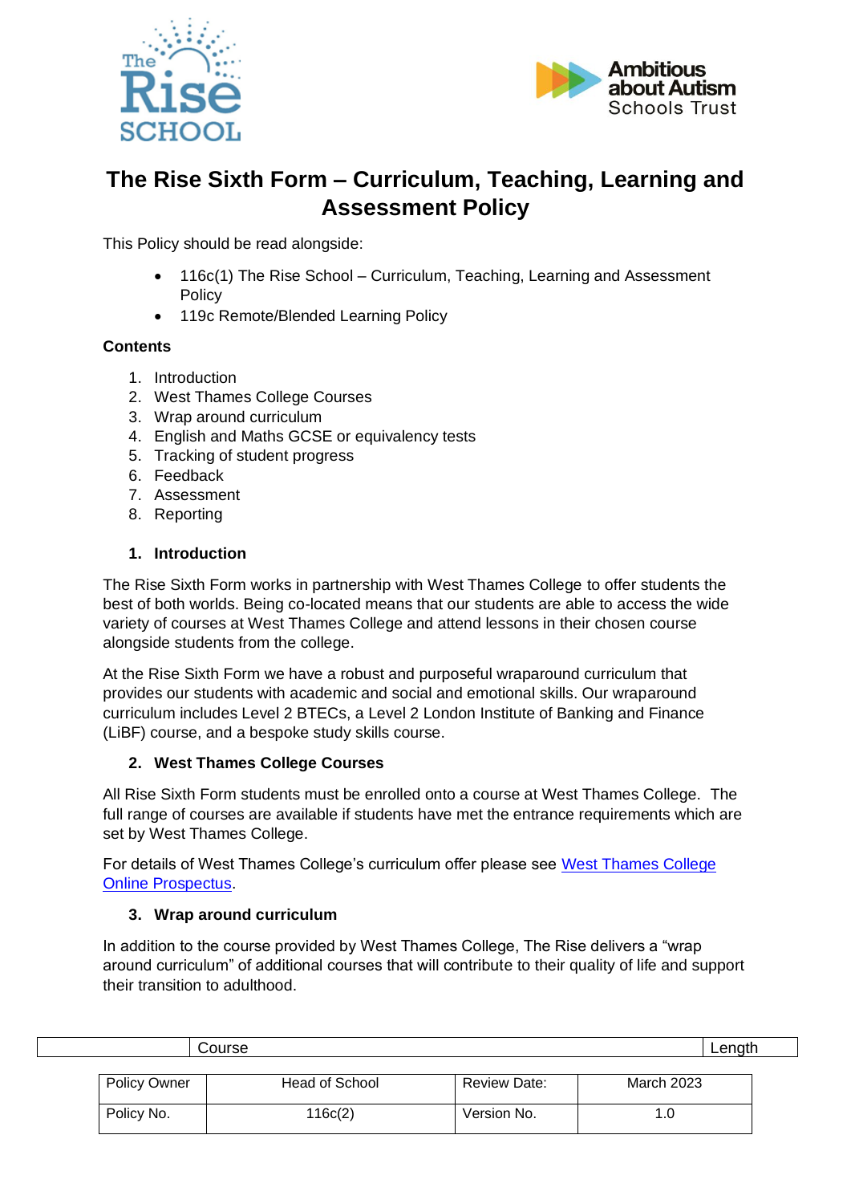# The Rise Sixth Form – Curriculum, Teaching, Learning and Assessment Policy

This Policy should be read alongside:

- 116c(1) The Rise School – Curriculum, Teaching, Learning and Assessment Policy
- 119c Remote/Blended Learning Policy

**Contents**

1. Introduction
2. West Thames College Courses
3. Wrap around curriculum
4. English and Maths GCSE or equivalency tests
5. Tracking of student progress
6. Feedback
7. Assessment
8. Reporting

## 1. Introduction

The Rise Sixth Form works in partnership with West Thames College to offer students the best of both worlds. Being co-located means that our students are able to access the wide variety of courses at West Thames College and attend lessons in their chosen course alongside students from the college.

At the Rise Sixth Form we have a robust and purposeful wraparound curriculum that provides our students with academic and social and emotional skills. Our wraparound curriculum includes Level 2 BTECs, a Level 2 London Institute of Banking and Finance (LiBF) course, and a bespoke study skills course.

## 2. West Thames College Courses

All Rise Sixth Form students must be enrolled onto a course at West Thames College. The full range of courses are available if students have met the entrance requirements which are set by West Thames College.

For details of West Thames College's curriculum offer please see West Thames College Online Prospectus.

## 3. Wrap around curriculum

In addition to the course provided by West Thames College, The Rise delivers a "wrap around curriculum" of additional courses that will contribute to their quality of life and support their transition to adulthood.

| | Course | Length |
|---|---|---|

| Policy Owner | Head of School | Review Date: | March 2023 |
|---|---|---|---|
| Policy No. | 116c(2) | Version No. | 1.0 |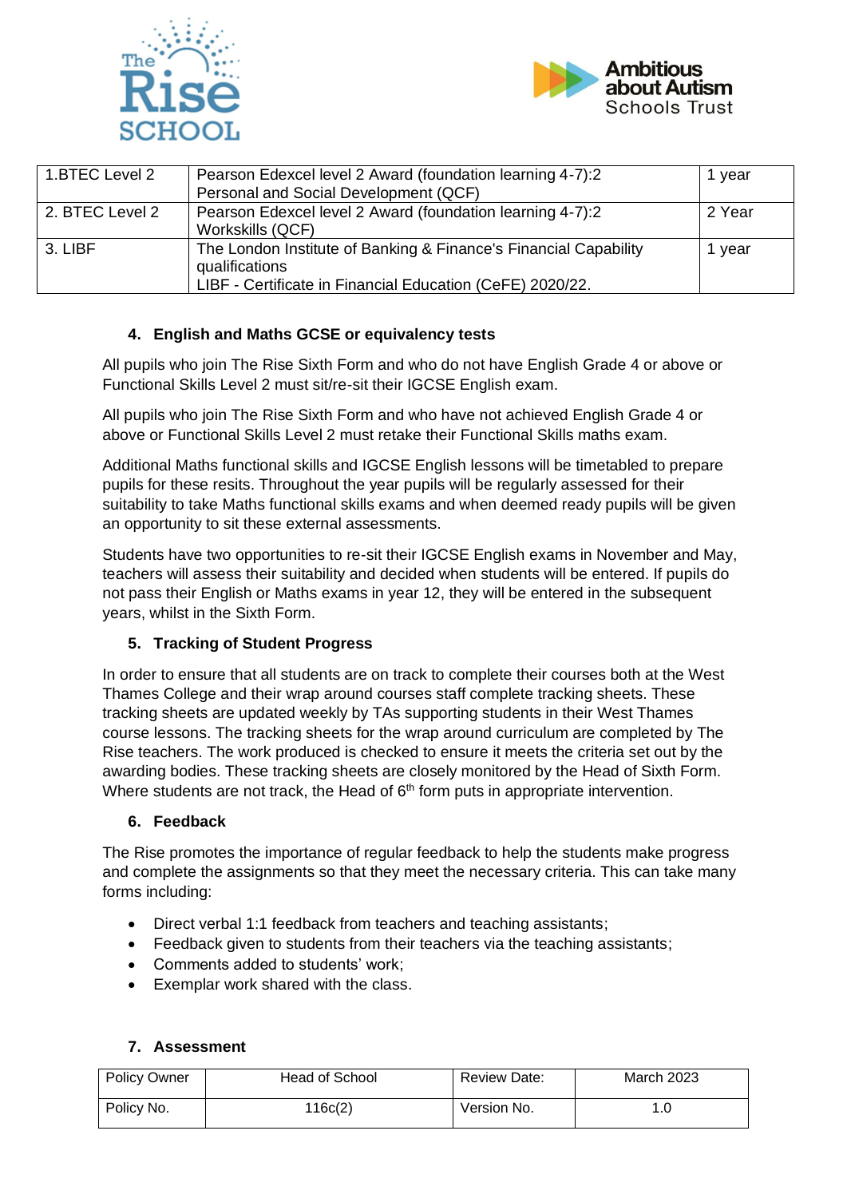| 1.BTEC Level 2 | Pearson Edexcel level 2 Award (foundation learning 4-7):2 Personal and Social Development (QCF) | 1 year |
|---|---|---|
| 2. BTEC Level 2 | Pearson Edexcel level 2 Award (foundation learning 4-7):2 Workskills (QCF) | 2 Year |
| 3. LIBF | The London Institute of Banking & Finance's Financial Capability qualifications<br>LIBF - Certificate in Financial Education (CeFE) 2020/22. | 1 year |

## 4. English and Maths GCSE or equivalency tests

All pupils who join The Rise Sixth Form and who do not have English Grade 4 or above or Functional Skills Level 2 must sit/re-sit their IGCSE English exam.

All pupils who join The Rise Sixth Form and who have not achieved English Grade 4 or above or Functional Skills Level 2 must retake their Functional Skills maths exam.

Additional Maths functional skills and IGCSE English lessons will be timetabled to prepare pupils for these resits. Throughout the year pupils will be regularly assessed for their suitability to take Maths functional skills exams and when deemed ready pupils will be given an opportunity to sit these external assessments.

Students have two opportunities to re-sit their IGCSE English exams in November and May, teachers will assess their suitability and decided when students will be entered. If pupils do not pass their English or Maths exams in year 12, they will be entered in the subsequent years, whilst in the Sixth Form.

## 5. Tracking of Student Progress

In order to ensure that all students are on track to complete their courses both at the West Thames College and their wrap around courses staff complete tracking sheets. These tracking sheets are updated weekly by TAs supporting students in their West Thames course lessons. The tracking sheets for the wrap around curriculum are completed by The Rise teachers. The work produced is checked to ensure it meets the criteria set out by the awarding bodies. These tracking sheets are closely monitored by the Head of Sixth Form. Where students are not track, the Head of 6th form puts in appropriate intervention.

## 6. Feedback

The Rise promotes the importance of regular feedback to help the students make progress and complete the assignments so that they meet the necessary criteria. This can take many forms including:

- Direct verbal 1:1 feedback from teachers and teaching assistants;
- Feedback given to students from their teachers via the teaching assistants;
- Comments added to students' work;
- Exemplar work shared with the class.

## 7. Assessment

| Policy Owner | Head of School | Review Date: | March 2023 |
|---|---|---|---|
| Policy No. | 116c(2) | Version No. | 1.0 |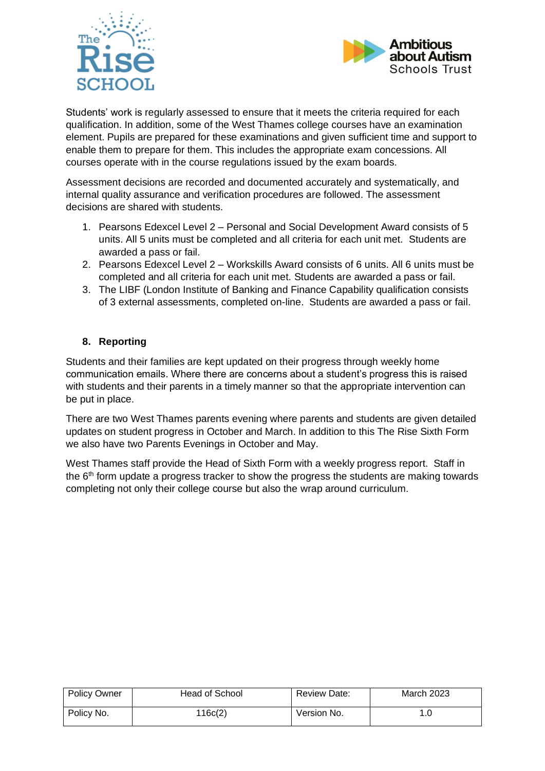Students' work is regularly assessed to ensure that it meets the criteria required for each qualification. In addition, some of the West Thames college courses have an examination element. Pupils are prepared for these examinations and given sufficient time and support to enable them to prepare for them. This includes the appropriate exam concessions. All courses operate with in the course regulations issued by the exam boards.

Assessment decisions are recorded and documented accurately and systematically, and internal quality assurance and verification procedures are followed. The assessment decisions are shared with students.

1. Pearsons Edexcel Level 2 – Personal and Social Development Award consists of 5 units. All 5 units must be completed and all criteria for each unit met. Students are awarded a pass or fail.
2. Pearsons Edexcel Level 2 – Workskills Award consists of 6 units. All 6 units must be completed and all criteria for each unit met. Students are awarded a pass or fail.
3. The LIBF (London Institute of Banking and Finance Capability qualification consists of 3 external assessments, completed on-line. Students are awarded a pass or fail.

## 8. Reporting

Students and their families are kept updated on their progress through weekly home communication emails. Where there are concerns about a student's progress this is raised with students and their parents in a timely manner so that the appropriate intervention can be put in place.

There are two West Thames parents evening where parents and students are given detailed updates on student progress in October and March. In addition to this The Rise Sixth Form we also have two Parents Evenings in October and May.

West Thames staff provide the Head of Sixth Form with a weekly progress report. Staff in the 6th form update a progress tracker to show the progress the students are making towards completing not only their college course but also the wrap around curriculum.

| | | | |
|---|---|---|---|
| Policy Owner | Head of School | Review Date: | March 2023 |
| Policy No. | 116c(2) | Version No. | 1.0 |